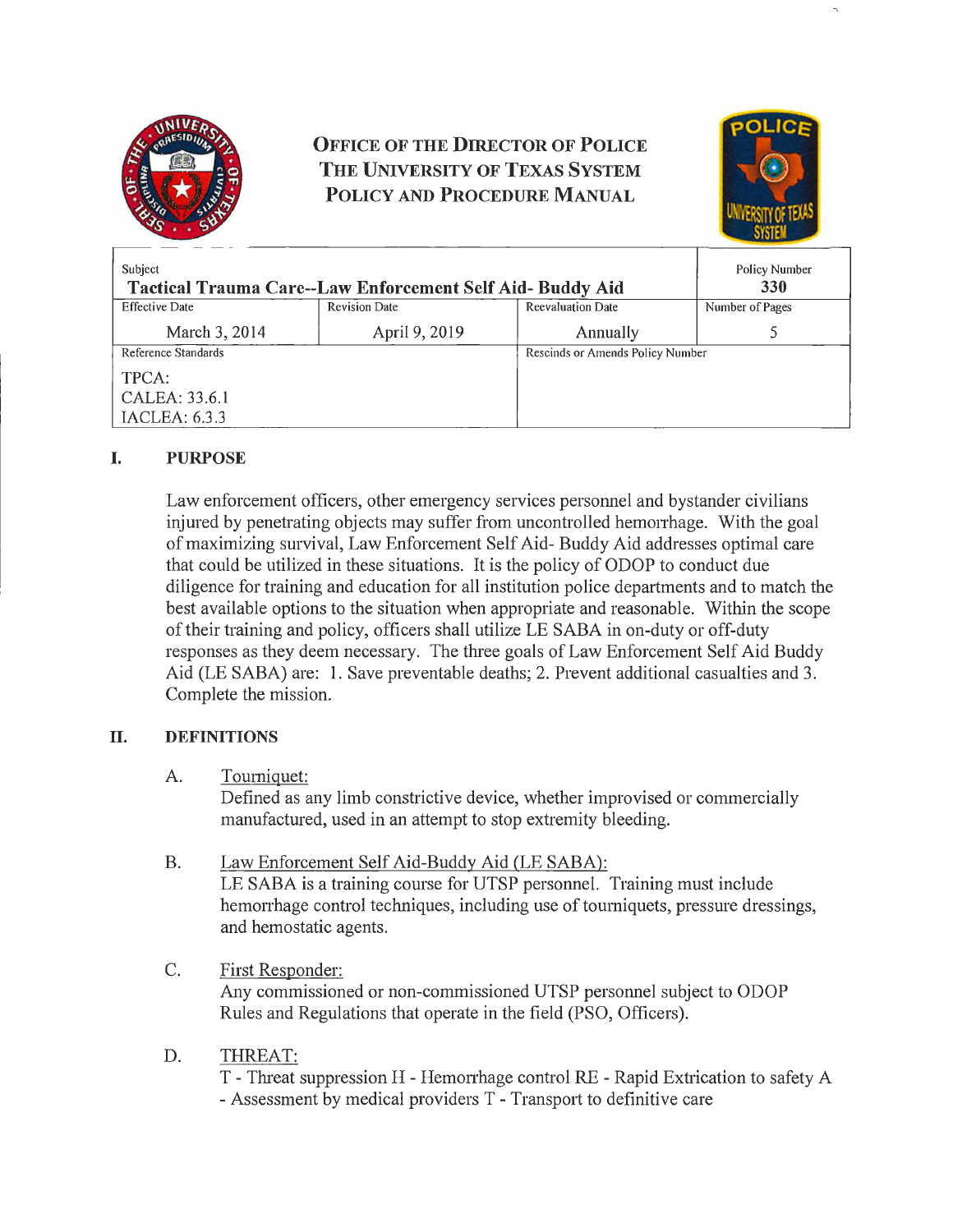# OFFICE OF THE DIRECTOR OF POLICE
# THE UNIVERSITY OF TEXAS SYSTEM
# POLICY AND PROCEDURE MANUAL

| Subject | | | Policy Number |
|---|---|---|---|
| **Tactical Trauma Care--Law Enforcement Self Aid- Buddy Aid** | | | **330** |
| Effective Date | Revision Date | Reevaluation Date | Number of Pages |
| March 3, 2014 | April 9, 2019 | Annually | 5 |
| Reference Standards | | Rescinds or Amends Policy Number | |
| TPCA:<br>CALEA: 33.6.1<br>IACLEA: 6.3.3 | | | |

## I. PURPOSE

Law enforcement officers, other emergency services personnel and bystander civilians injured by penetrating objects may suffer from uncontrolled hemorrhage. With the goal of maximizing survival, Law Enforcement Self Aid- Buddy Aid addresses optimal care that could be utilized in these situations. It is the policy of ODOP to conduct due diligence for training and education for all institution police departments and to match the best available options to the situation when appropriate and reasonable. Within the scope of their training and policy, officers shall utilize LE SABA in on-duty or off-duty responses as they deem necessary. The three goals of Law Enforcement Self Aid Buddy Aid (LE SABA) are: 1. Save preventable deaths; 2. Prevent additional casualties and 3. Complete the mission.

## II. DEFINITIONS

A. Tourniquet:
Defined as any limb constrictive device, whether improvised or commercially manufactured, used in an attempt to stop extremity bleeding.

B. Law Enforcement Self Aid-Buddy Aid (LE SABA):
LE SABA is a training course for UTSP personnel. Training must include hemorrhage control techniques, including use of tourniquets, pressure dressings, and hemostatic agents.

C. First Responder:
Any commissioned or non-commissioned UTSP personnel subject to ODOP Rules and Regulations that operate in the field (PSO, Officers).

D. THREAT:
T - Threat suppression H - Hemorrhage control RE - Rapid Extrication to safety A - Assessment by medical providers T - Transport to definitive care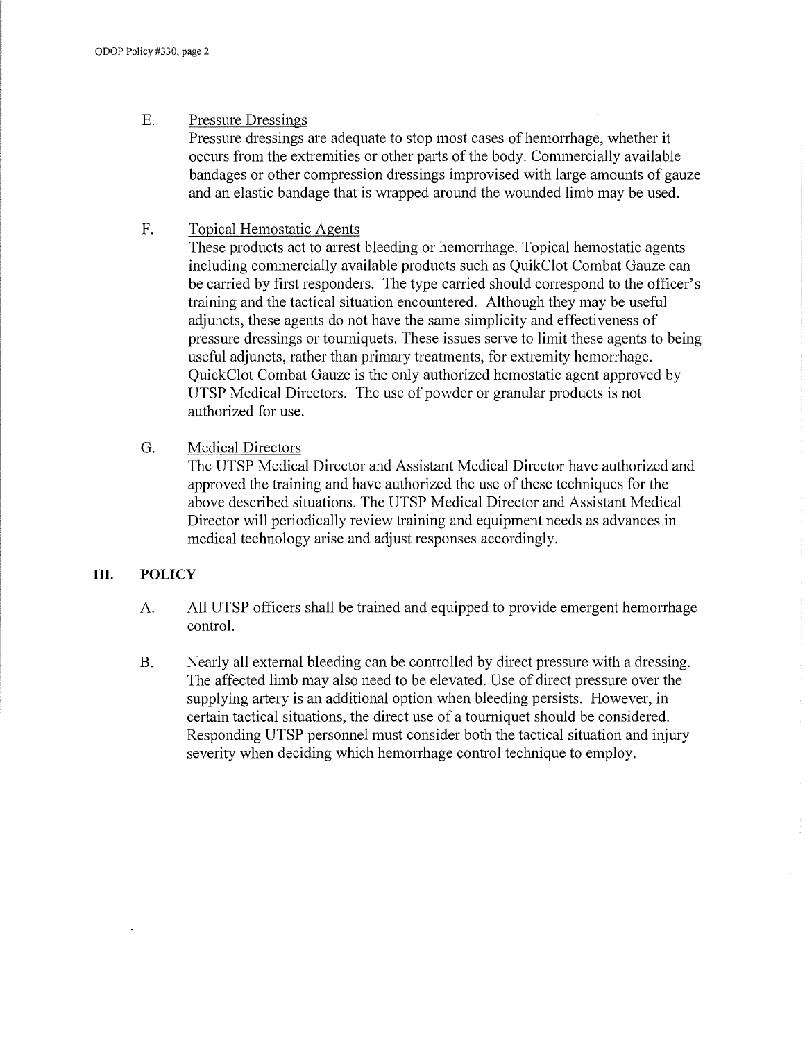E. <u>Pressure Dressings</u>

Pressure dressings are adequate to stop most cases of hemorrhage, whether it occurs from the extremities or other parts of the body. Commercially available bandages or other compression dressings improvised with large amounts of gauze and an elastic bandage that is wrapped around the wounded limb may be used.

F. <u>Topical Hemostatic Agents</u>

These products act to arrest bleeding or hemorrhage. Topical hemostatic agents including commercially available products such as QuikClot Combat Gauze can be carried by first responders. The type carried should correspond to the officer's training and the tactical situation encountered. Although they may be useful adjuncts, these agents do not have the same simplicity and effectiveness of pressure dressings or tourniquets. These issues serve to limit these agents to being useful adjuncts, rather than primary treatments, for extremity hemorrhage. QuickClot Combat Gauze is the only authorized hemostatic agent approved by UTSP Medical Directors. The use of powder or granular products is not authorized for use.

G. <u>Medical Directors</u>

The UTSP Medical Director and Assistant Medical Director have authorized and approved the training and have authorized the use of these techniques for the above described situations. The UTSP Medical Director and Assistant Medical Director will periodically review training and equipment needs as advances in medical technology arise and adjust responses accordingly.

## III. POLICY

A. All UTSP officers shall be trained and equipped to provide emergent hemorrhage control.

B. Nearly all external bleeding can be controlled by direct pressure with a dressing. The affected limb may also need to be elevated. Use of direct pressure over the supplying artery is an additional option when bleeding persists. However, in certain tactical situations, the direct use of a tourniquet should be considered. Responding UTSP personnel must consider both the tactical situation and injury severity when deciding which hemorrhage control technique to employ.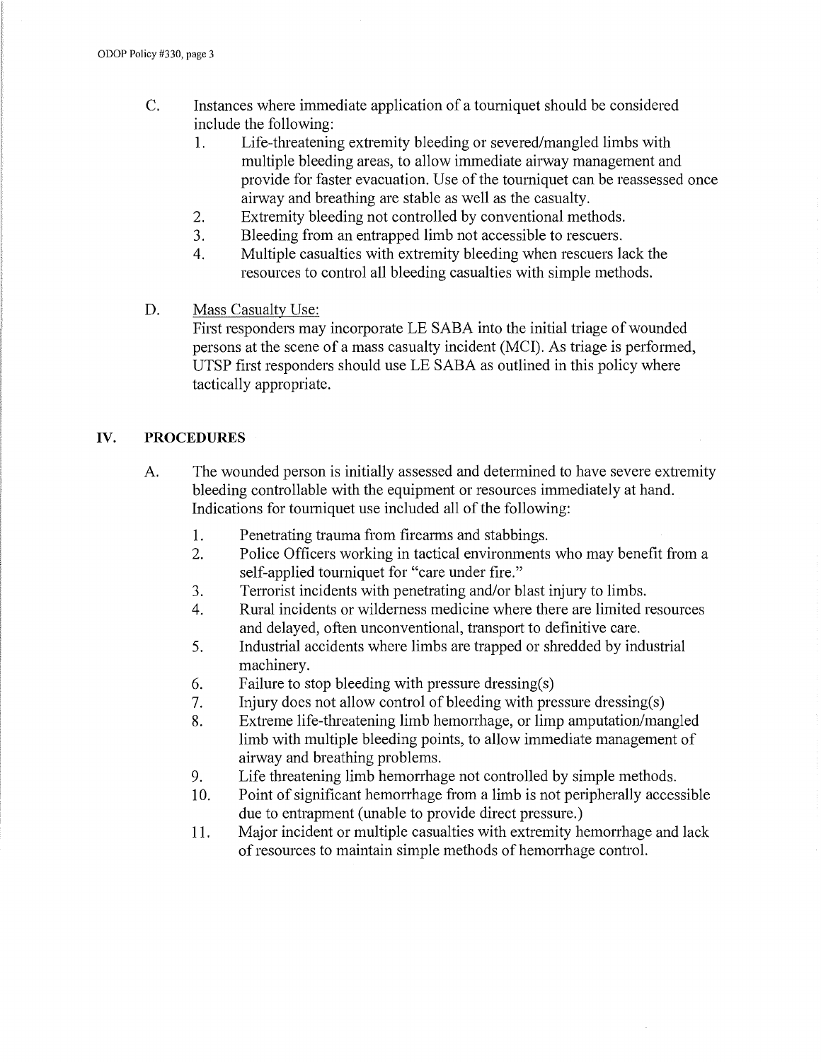C. Instances where immediate application of a tourniquet should be considered include the following:

1. Life-threatening extremity bleeding or severed/mangled limbs with multiple bleeding areas, to allow immediate airway management and provide for faster evacuation. Use of the tourniquet can be reassessed once airway and breathing are stable as well as the casualty.
2. Extremity bleeding not controlled by conventional methods.
3. Bleeding from an entrapped limb not accessible to rescuers.
4. Multiple casualties with extremity bleeding when rescuers lack the resources to control all bleeding casualties with simple methods.

D. <u>Mass Casualty Use:</u>

First responders may incorporate LE SABA into the initial triage of wounded persons at the scene of a mass casualty incident (MCI). As triage is performed, UTSP first responders should use LE SABA as outlined in this policy where tactically appropriate.

## IV. PROCEDURES

A. The wounded person is initially assessed and determined to have severe extremity bleeding controllable with the equipment or resources immediately at hand. Indications for tourniquet use included all of the following:

1. Penetrating trauma from firearms and stabbings.
2. Police Officers working in tactical environments who may benefit from a self-applied tourniquet for "care under fire."
3. Terrorist incidents with penetrating and/or blast injury to limbs.
4. Rural incidents or wilderness medicine where there are limited resources and delayed, often unconventional, transport to definitive care.
5. Industrial accidents where limbs are trapped or shredded by industrial machinery.
6. Failure to stop bleeding with pressure dressing(s)
7. Injury does not allow control of bleeding with pressure dressing(s)
8. Extreme life-threatening limb hemorrhage, or limp amputation/mangled limb with multiple bleeding points, to allow immediate management of airway and breathing problems.
9. Life threatening limb hemorrhage not controlled by simple methods.
10. Point of significant hemorrhage from a limb is not peripherally accessible due to entrapment (unable to provide direct pressure.)
11. Major incident or multiple casualties with extremity hemorrhage and lack of resources to maintain simple methods of hemorrhage control.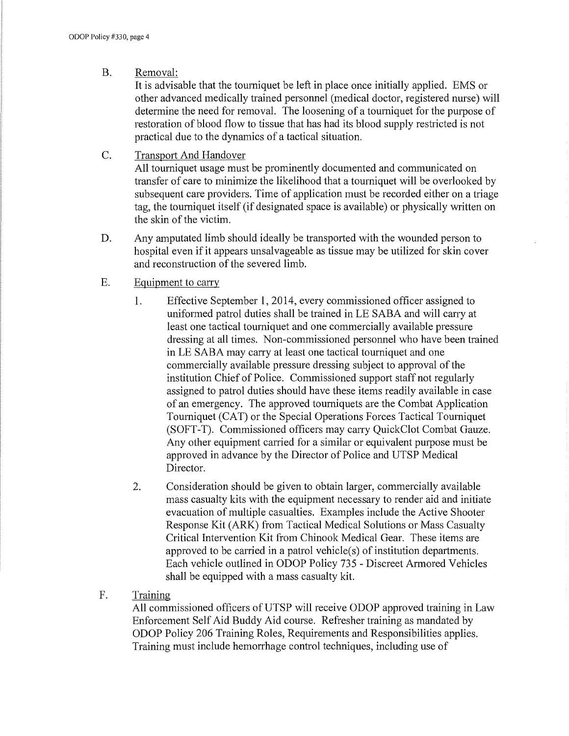B. Removal:

It is advisable that the tourniquet be left in place once initially applied. EMS or other advanced medically trained personnel (medical doctor, registered nurse) will determine the need for removal. The loosening of a tourniquet for the purpose of restoration of blood flow to tissue that has had its blood supply restricted is not practical due to the dynamics of a tactical situation.

C. Transport And Handover

All tourniquet usage must be prominently documented and communicated on transfer of care to minimize the likelihood that a tourniquet will be overlooked by subsequent care providers. Time of application must be recorded either on a triage tag, the tourniquet itself (if designated space is available) or physically written on the skin of the victim.

D. Any amputated limb should ideally be transported with the wounded person to hospital even if it appears unsalvageable as tissue may be utilized for skin cover and reconstruction of the severed limb.

E. Equipment to carry

1. Effective September 1, 2014, every commissioned officer assigned to uniformed patrol duties shall be trained in LE SABA and will carry at least one tactical tourniquet and one commercially available pressure dressing at all times. Non-commissioned personnel who have been trained in LE SABA may carry at least one tactical tourniquet and one commercially available pressure dressing subject to approval of the institution Chief of Police. Commissioned support staff not regularly assigned to patrol duties should have these items readily available in case of an emergency. The approved tourniquets are the Combat Application Tourniquet (CAT) or the Special Operations Forces Tactical Tourniquet (SOFT-T). Commissioned officers may carry QuickClot Combat Gauze. Any other equipment carried for a similar or equivalent purpose must be approved in advance by the Director of Police and UTSP Medical Director.

2. Consideration should be given to obtain larger, commercially available mass casualty kits with the equipment necessary to render aid and initiate evacuation of multiple casualties. Examples include the Active Shooter Response Kit (ARK) from Tactical Medical Solutions or Mass Casualty Critical Intervention Kit from Chinook Medical Gear. These items are approved to be carried in a patrol vehicle(s) of institution departments. Each vehicle outlined in ODOP Policy 735 - Discreet Armored Vehicles shall be equipped with a mass casualty kit.

F. Training

All commissioned officers of UTSP will receive ODOP approved training in Law Enforcement Self Aid Buddy Aid course. Refresher training as mandated by ODOP Policy 206 Training Roles, Requirements and Responsibilities applies. Training must include hemorrhage control techniques, including use of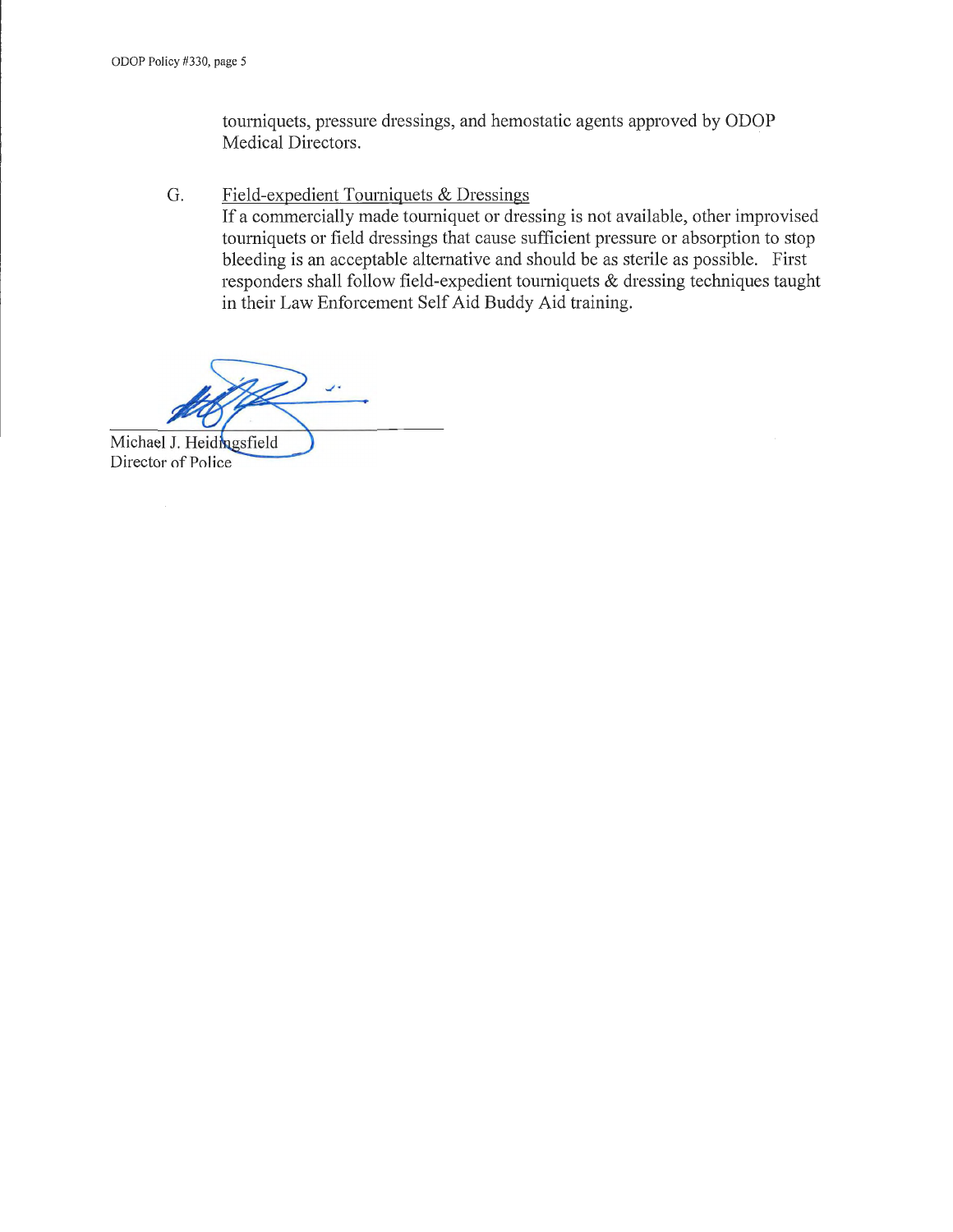tourniquets, pressure dressings, and hemostatic agents approved by ODOP Medical Directors.

G. Field-expedient Tourniquets & Dressings

If a commercially made tourniquet or dressing is not available, other improvised tourniquets or field dressings that cause sufficient pressure or absorption to stop bleeding is an acceptable alternative and should be as sterile as possible. First responders shall follow field-expedient tourniquets & dressing techniques taught in their Law Enforcement Self Aid Buddy Aid training.

Michael J. Heidingsfield
Director of Police